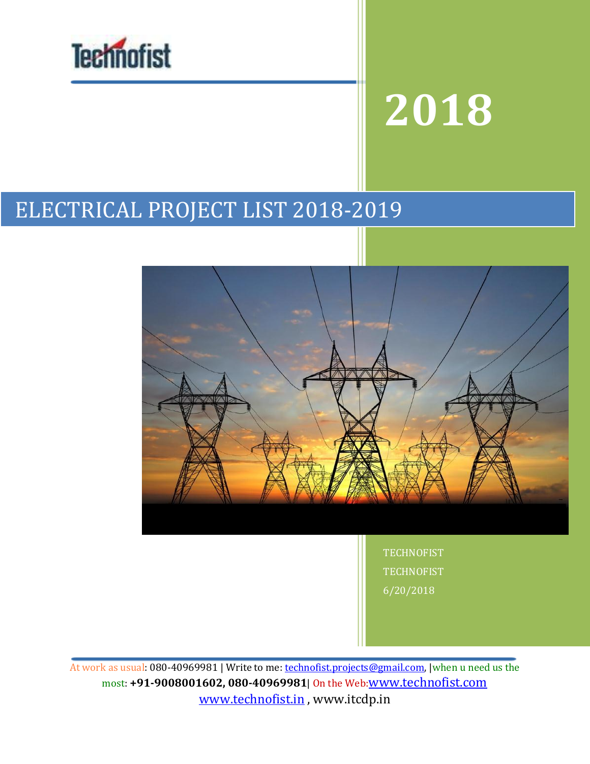Technofist

# 2018

# ELECTRICAL PROJECT LIST 2018-2019

TECHNOFIST

TECHNOFIST

6/20/2018

At work as usual: 080-40969981 | Write to me: technofist.projects@gmail.com, |when u need us the most: **+91-9008001602, 080-40969981**| On the Web:www.technofist.com www.technofist.in , www.itcdp.in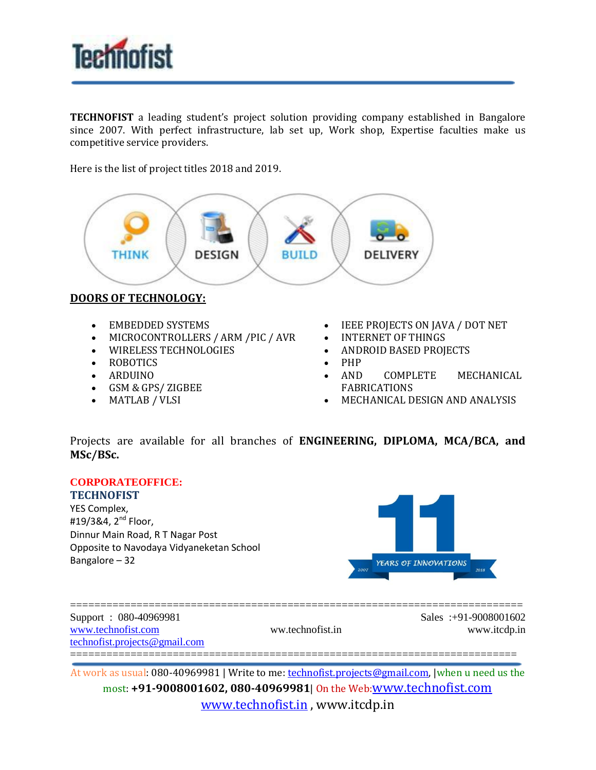**TECHNOFIST** a leading student's project solution providing company established in Bangalore since 2007. With perfect infrastructure, lab set up, Work shop, Expertise faculties make us competitive service providers.

Here is the list of project titles 2018 and 2019.

THINK DESIGN BUILD DELIVERY

## DOORS OF TECHNOLOGY:

- EMBEDDED SYSTEMS
- MICROCONTROLLERS / ARM /PIC / AVR
- WIRELESS TECHNOLOGIES
- ROBOTICS
- ARDUINO
- GSM & GPS/ ZIGBEE
- MATLAB / VLSI
- IEEE PROJECTS ON JAVA / DOT NET
- INTERNET OF THINGS
- ANDROID BASED PROJECTS
- PHP
- AND COMPLETE MECHANICAL FABRICATIONS
- MECHANICAL DESIGN AND ANALYSIS

Projects are available for all branches of **ENGINEERING, DIPLOMA, MCA/BCA, and MSc/BSc.**

**CORPORATEOFFICE:**
**TECHNOFIST**
YES Complex,
#19/3&4, 2nd Floor,
Dinnur Main Road, R T Nagar Post
Opposite to Navodaya Vidyaneketan School
Bangalore – 32

11 YEARS OF INNOVATIONS 2007 2018

Support : 080-40969981
Sales :+91-9008001602
www.technofist.com
ww.technofist.in
www.itcdp.in
technofist.projects@gmail.com

At work as usual: 080-40969981 | Write to me: technofist.projects@gmail.com, |when u need us the most: **+91-9008001602, 080-40969981**| On the Web:www.technofist.com
www.technofist.in , www.itcdp.in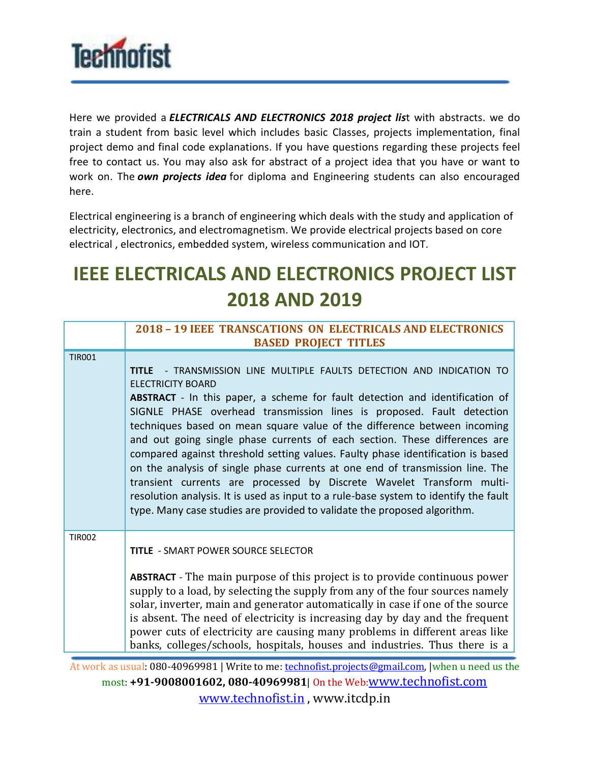Here we provided a ***ELECTRICALS AND ELECTRONICS 2018 project lis***t with abstracts. we do train a student from basic level which includes basic Classes, projects implementation, final project demo and final code explanations. If you have questions regarding these projects feel free to contact us. You may also ask for abstract of a project idea that you have or want to work on. The ***own projects idea*** for diploma and Engineering students can also encouraged here.

Electrical engineering is a branch of engineering which deals with the study and application of electricity, electronics, and electromagnetism. We provide electrical projects based on core electrical , electronics, embedded system, wireless communication and IOT.

# IEEE ELECTRICALS AND ELECTRONICS PROJECT LIST 2018 AND 2019

| | **2018 – 19 IEEE TRANSCATIONS ON ELECTRICALS AND ELECTRONICS BASED PROJECT TITLES** |
|---|---|
| TIR001 | **TITLE** - TRANSMISSION LINE MULTIPLE FAULTS DETECTION AND INDICATION TO ELECTRICITY BOARD<br>**ABSTRACT** - In this paper, a scheme for fault detection and identification of SIGNLE PHASE overhead transmission lines is proposed. Fault detection techniques based on mean square value of the difference between incoming and out going single phase currents of each section. These differences are compared against threshold setting values. Faulty phase identification is based on the analysis of single phase currents at one end of transmission line. The transient currents are processed by Discrete Wavelet Transform multi-resolution analysis. It is used as input to a rule-base system to identify the fault type. Many case studies are provided to validate the proposed algorithm. |
| TIR002 | **TITLE** - SMART POWER SOURCE SELECTOR<br><br>**ABSTRACT** - The main purpose of this project is to provide continuous power supply to a load, by selecting the supply from any of the four sources namely solar, inverter, main and generator automatically in case if one of the source is absent. The need of electricity is increasing day by day and the frequent power cuts of electricity are causing many problems in different areas like banks, colleges/schools, hospitals, houses and industries. Thus there is a |

At work as usual: 080-40969981 | Write to me: technofist.projects@gmail.com, |when u need us the most: **+91-9008001602, 080-40969981**| On the Web:www.technofist.com
www.technofist.in , www.itcdp.in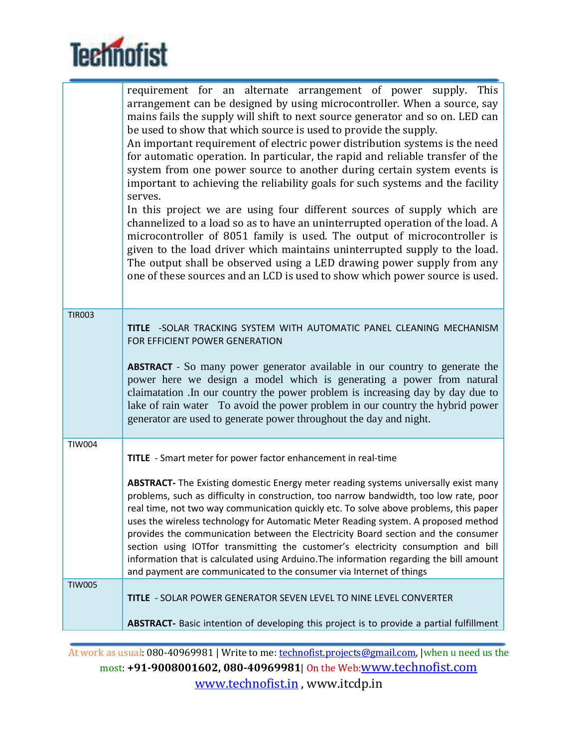| | |
|---|---|
| | requirement for an alternate arrangement of power supply. This arrangement can be designed by using microcontroller. When a source, say mains fails the supply will shift to next source generator and so on. LED can be used to show that which source is used to provide the supply.<br>An important requirement of electric power distribution systems is the need for automatic operation. In particular, the rapid and reliable transfer of the system from one power source to another during certain system events is important to achieving the reliability goals for such systems and the facility serves.<br>In this project we are using four different sources of supply which are channelized to a load so as to have an uninterrupted operation of the load. A microcontroller of 8051 family is used. The output of microcontroller is given to the load driver which maintains uninterrupted supply to the load. The output shall be observed using a LED drawing power supply from any one of these sources and an LCD is used to show which power source is used. |
| TIR003 | **TITLE** -SOLAR TRACKING SYSTEM WITH AUTOMATIC PANEL CLEANING MECHANISM FOR EFFICIENT POWER GENERATION<br><br>**ABSTRACT** - So many power generator available in our country to generate the power here we design a model which is generating a power from natural claimatation .In our country the power problem is increasing day by day due to lake of rain water To avoid the power problem in our country the hybrid power generator are used to generate power throughout the day and night. |
| TIW004 | **TITLE** - Smart meter for power factor enhancement in real-time<br><br>**ABSTRACT-** The Existing domestic Energy meter reading systems universally exist many problems, such as difficulty in construction, too narrow bandwidth, too low rate, poor real time, not two way communication quickly etc. To solve above problems, this paper uses the wireless technology for Automatic Meter Reading system. A proposed method provides the communication between the Electricity Board section and the consumer section using IOTfor transmitting the customer's electricity consumption and bill information that is calculated using Arduino.The information regarding the bill amount and payment are communicated to the consumer via Internet of things |
| TIW005 | **TITLE** - SOLAR POWER GENERATOR SEVEN LEVEL TO NINE LEVEL CONVERTER<br><br>**ABSTRACT-** Basic intention of developing this project is to provide a partial fulfillment |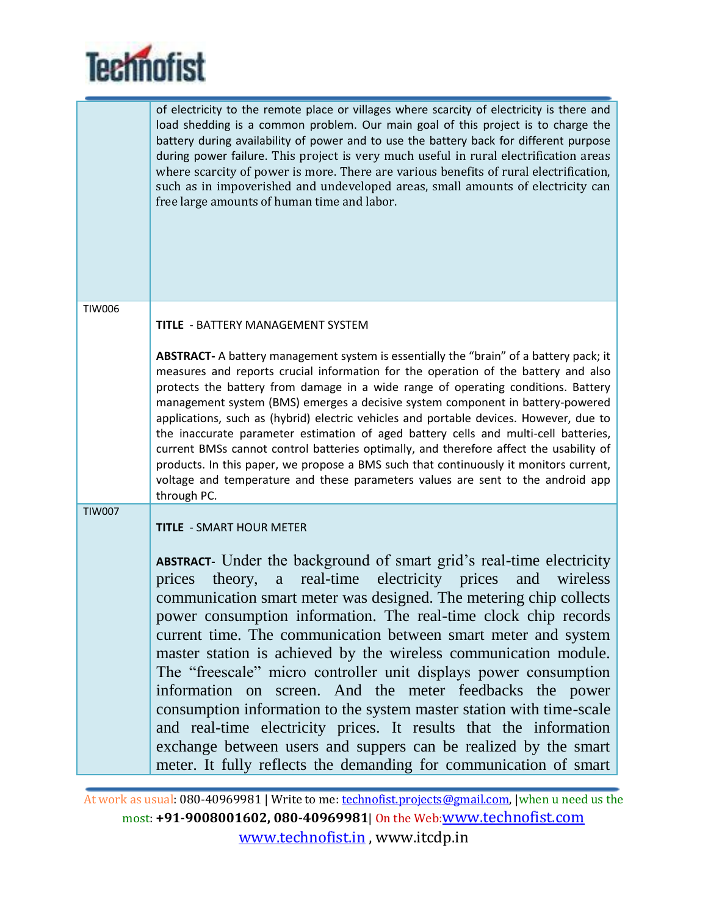| | |
|---|---|
| | of electricity to the remote place or villages where scarcity of electricity is there and load shedding is a common problem. Our main goal of this project is to charge the battery during availability of power and to use the battery back for different purpose during power failure. This project is very much useful in rural electrification areas where scarcity of power is more. There are various benefits of rural electrification, such as in impoverished and undeveloped areas, small amounts of electricity can free large amounts of human time and labor. |
| TIW006 | **TITLE** - BATTERY MANAGEMENT SYSTEM<br><br>**ABSTRACT-** A battery management system is essentially the "brain" of a battery pack; it measures and reports crucial information for the operation of the battery and also protects the battery from damage in a wide range of operating conditions. Battery management system (BMS) emerges a decisive system component in battery-powered applications, such as (hybrid) electric vehicles and portable devices. However, due to the inaccurate parameter estimation of aged battery cells and multi-cell batteries, current BMSs cannot control batteries optimally, and therefore affect the usability of products. In this paper, we propose a BMS such that continuously it monitors current, voltage and temperature and these parameters values are sent to the android app through PC. |
| TIW007 | **TITLE** - SMART HOUR METER<br><br>**ABSTRACT-** Under the background of smart grid's real-time electricity prices theory, a real-time electricity prices and wireless communication smart meter was designed. The metering chip collects power consumption information. The real-time clock chip records current time. The communication between smart meter and system master station is achieved by the wireless communication module. The "freescale" micro controller unit displays power consumption information on screen. And the meter feedbacks the power consumption information to the system master station with time-scale and real-time electricity prices. It results that the information exchange between users and suppers can be realized by the smart meter. It fully reflects the demanding for communication of smart |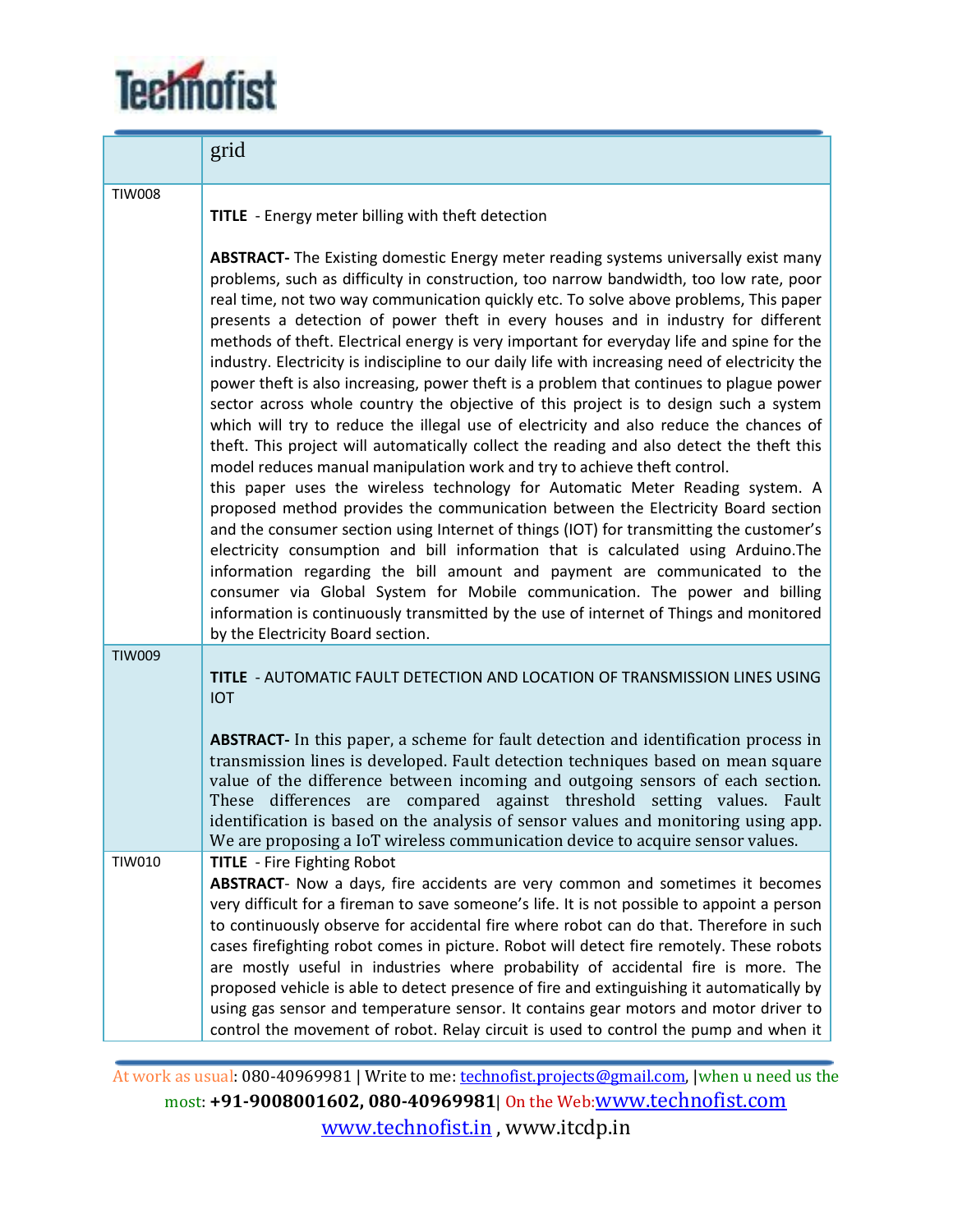| | |
|---|---|
| | grid |
| TIW008 | **TITLE** - Energy meter billing with theft detection<br><br>**ABSTRACT-** The Existing domestic Energy meter reading systems universally exist many problems, such as difficulty in construction, too narrow bandwidth, too low rate, poor real time, not two way communication quickly etc. To solve above problems, This paper presents a detection of power theft in every houses and in industry for different methods of theft. Electrical energy is very important for everyday life and spine for the industry. Electricity is indiscipline to our daily life with increasing need of electricity the power theft is also increasing, power theft is a problem that continues to plague power sector across whole country the objective of this project is to design such a system which will try to reduce the illegal use of electricity and also reduce the chances of theft. This project will automatically collect the reading and also detect the theft this model reduces manual manipulation work and try to achieve theft control.<br>this paper uses the wireless technology for Automatic Meter Reading system. A proposed method provides the communication between the Electricity Board section and the consumer section using Internet of things (IOT) for transmitting the customer's electricity consumption and bill information that is calculated using Arduino.The information regarding the bill amount and payment are communicated to the consumer via Global System for Mobile communication. The power and billing information is continuously transmitted by the use of internet of Things and monitored by the Electricity Board section. |
| TIW009 | **TITLE** - AUTOMATIC FAULT DETECTION AND LOCATION OF TRANSMISSION LINES USING IOT<br><br>**ABSTRACT-** In this paper, a scheme for fault detection and identification process in transmission lines is developed. Fault detection techniques based on mean square value of the difference between incoming and outgoing sensors of each section. These differences are compared against threshold setting values. Fault identification is based on the analysis of sensor values and monitoring using app. We are proposing a IoT wireless communication device to acquire sensor values. |
| TIW010 | **TITLE** - Fire Fighting Robot<br>**ABSTRACT**- Now a days, fire accidents are very common and sometimes it becomes very difficult for a fireman to save someone's life. It is not possible to appoint a person to continuously observe for accidental fire where robot can do that. Therefore in such cases firefighting robot comes in picture. Robot will detect fire remotely. These robots are mostly useful in industries where probability of accidental fire is more. The proposed vehicle is able to detect presence of fire and extinguishing it automatically by using gas sensor and temperature sensor. It contains gear motors and motor driver to control the movement of robot. Relay circuit is used to control the pump and when it |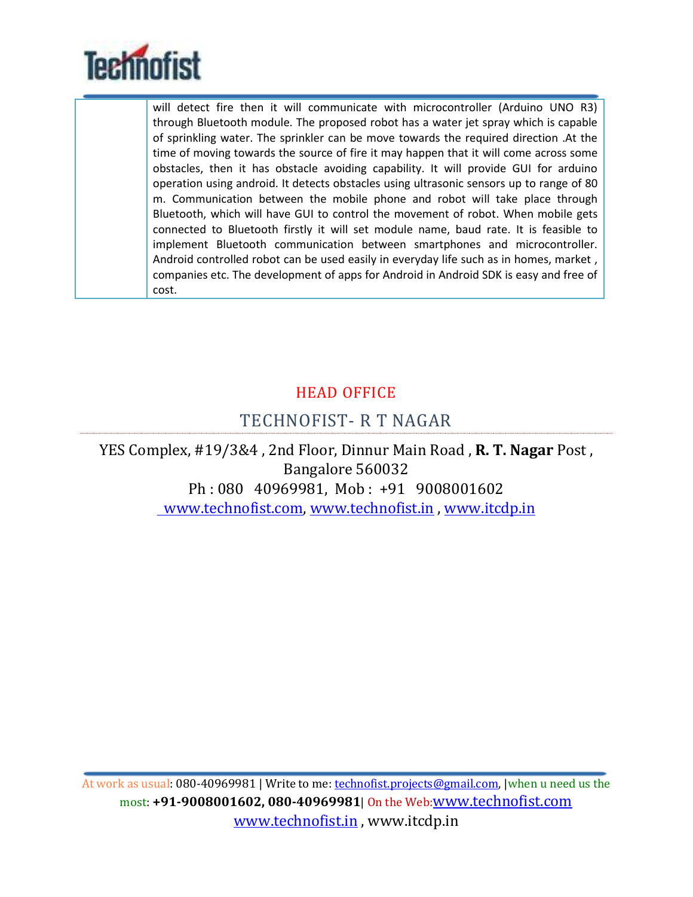| | |
|---|---|
| | will detect fire then it will communicate with microcontroller (Arduino UNO R3) through Bluetooth module. The proposed robot has a water jet spray which is capable of sprinkling water. The sprinkler can be move towards the required direction .At the time of moving towards the source of fire it may happen that it will come across some obstacles, then it has obstacle avoiding capability. It will provide GUI for arduino operation using android. It detects obstacles using ultrasonic sensors up to range of 80 m. Communication between the mobile phone and robot will take place through Bluetooth, which will have GUI to control the movement of robot. When mobile gets connected to Bluetooth firstly it will set module name, baud rate. It is feasible to implement Bluetooth communication between smartphones and microcontroller. Android controlled robot can be used easily in everyday life such as in homes, market , companies etc. The development of apps for Android in Android SDK is easy and free of cost. |

## HEAD OFFICE

## TECHNOFIST- R T NAGAR

YES Complex, #19/3&4 , 2nd Floor, Dinnur Main Road , **R. T. Nagar** Post , Bangalore 560032

Ph : 080 40969981, Mob : +91 9008001602

www.technofist.com, www.technofist.in , www.itcdp.in